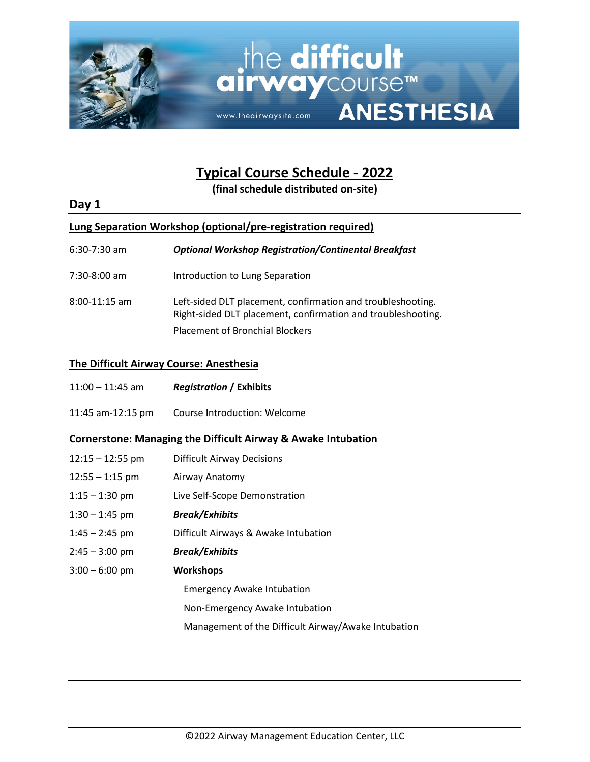# Typical Course Schedule - 2022

**(final schedule distributed on-site)**

## Day 1

### Lung Separation Workshop (optional/pre-registration required)

| | |
|---|---|
| 6:30-7:30 am | ***Optional Workshop Registration/Continental Breakfast*** |
| 7:30-8:00 am | Introduction to Lung Separation |
| 8:00-11:15 am | Left-sided DLT placement, confirmation and troubleshooting.<br>Right-sided DLT placement, confirmation and troubleshooting.<br>Placement of Bronchial Blockers |

### The Difficult Airway Course: Anesthesia

| | |
|---|---|
| 11:00 – 11:45 am | ***Registration* / Exhibits** |
| 11:45 am-12:15 pm | Course Introduction: Welcome |

### Cornerstone: Managing the Difficult Airway & Awake Intubation

| | |
|---|---|
| 12:15 – 12:55 pm | Difficult Airway Decisions |
| 12:55 – 1:15 pm | Airway Anatomy |
| 1:15 – 1:30 pm | Live Self-Scope Demonstration |
| 1:30 – 1:45 pm | ***Break/Exhibits*** |
| 1:45 – 2:45 pm | Difficult Airways & Awake Intubation |
| 2:45 – 3:00 pm | ***Break/Exhibits*** |
| 3:00 – 6:00 pm | **Workshops** |
| | Emergency Awake Intubation |
| | Non-Emergency Awake Intubation |
| | Management of the Difficult Airway/Awake Intubation |

©2022 Airway Management Education Center, LLC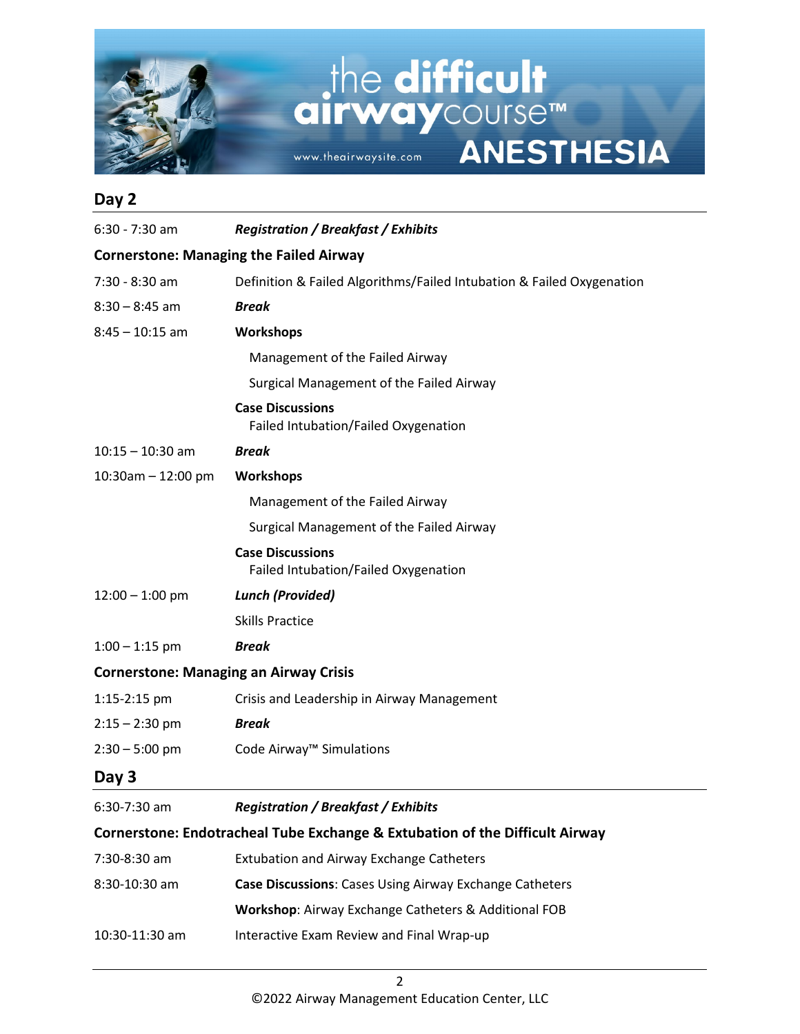## Day 2

| | |
|---|---|
| 6:30 - 7:30 am | ***Registration / Breakfast / Exhibits*** |

**Cornerstone: Managing the Failed Airway**

| | |
|---|---|
| 7:30 - 8:30 am | Definition & Failed Algorithms/Failed Intubation & Failed Oxygenation |
| 8:30 – 8:45 am | ***Break*** |
| 8:45 – 10:15 am | **Workshops** |
| | Management of the Failed Airway |
| | Surgical Management of the Failed Airway |
| | **Case Discussions** Failed Intubation/Failed Oxygenation |
| 10:15 – 10:30 am | ***Break*** |
| 10:30am – 12:00 pm | **Workshops** |
| | Management of the Failed Airway |
| | Surgical Management of the Failed Airway |
| | **Case Discussions** Failed Intubation/Failed Oxygenation |
| 12:00 – 1:00 pm | ***Lunch (Provided)*** |
| | Skills Practice |
| 1:00 – 1:15 pm | ***Break*** |

**Cornerstone: Managing an Airway Crisis**

| | |
|---|---|
| 1:15-2:15 pm | Crisis and Leadership in Airway Management |
| 2:15 – 2:30 pm | ***Break*** |
| 2:30 – 5:00 pm | Code Airway™ Simulations |

## Day 3

| | |
|---|---|
| 6:30-7:30 am | ***Registration / Breakfast / Exhibits*** |

**Cornerstone: Endotracheal Tube Exchange & Extubation of the Difficult Airway**

| | |
|---|---|
| 7:30-8:30 am | Extubation and Airway Exchange Catheters |
| 8:30-10:30 am | **Case Discussions**: Cases Using Airway Exchange Catheters |
| | **Workshop**: Airway Exchange Catheters & Additional FOB |
| 10:30-11:30 am | Interactive Exam Review and Final Wrap-up |

©2022 Airway Management Education Center, LLC